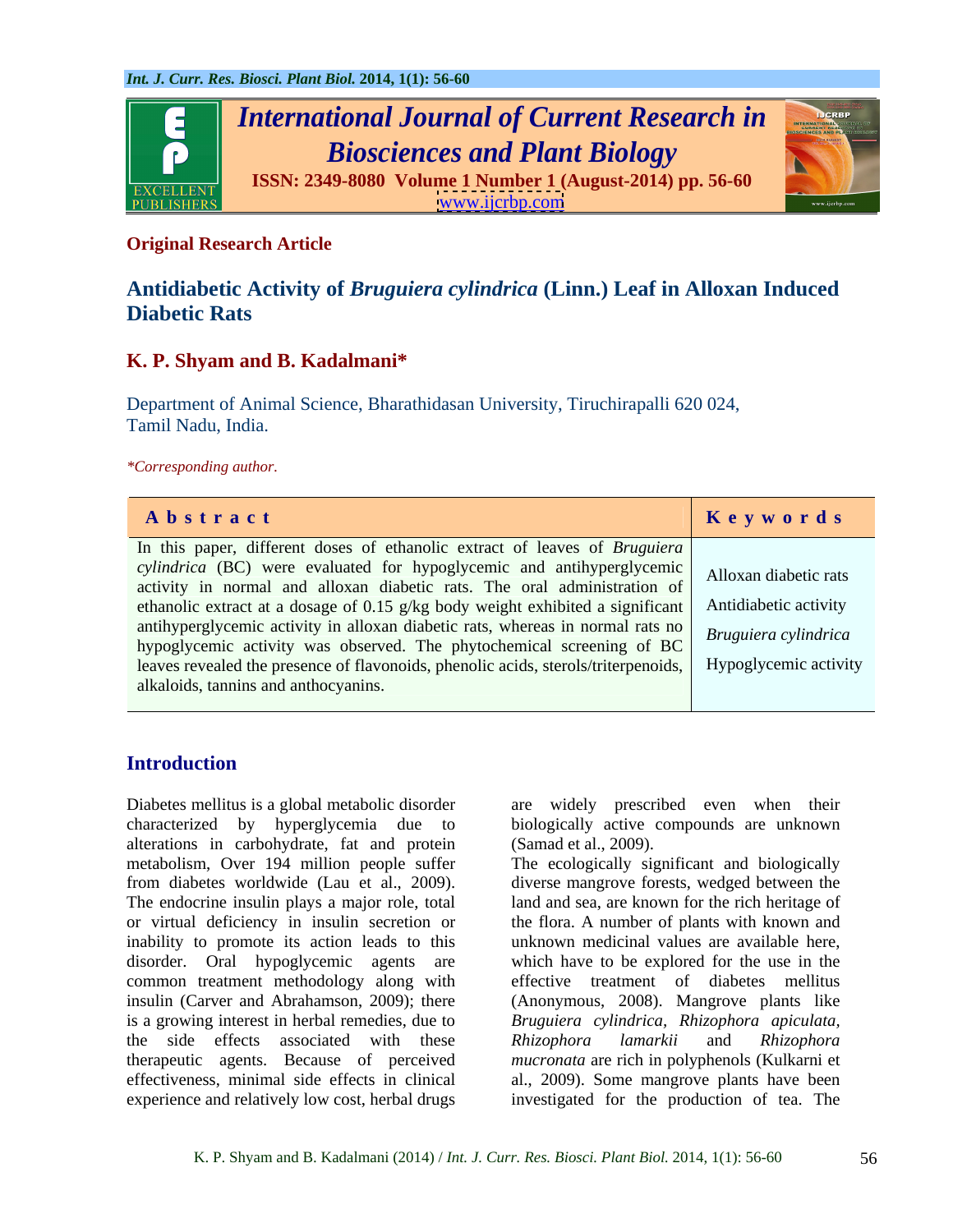**Original Research Article**

# Antidiabetic Activity of *Bruguiera cylindrica* (Linn.) Leaf in Alloxan Induced Diabetic Rats

**K. P. Shyam and B. Kadalmani***

Department of Animal Science, Bharathidasan University, Tiruchirapalli 620 024, Tamil Nadu, India.

**Corresponding author.*

| Abstract | Keywords |
|---|---|
| In this paper, different doses of ethanolic extract of leaves of *Bruguiera cylindrica* (BC) were evaluated for hypoglycemic and antihyperglycemic activity in normal and alloxan diabetic rats. The oral administration of ethanolic extract at a dosage of 0.15 g/kg body weight exhibited a significant antihyperglycemic activity in alloxan diabetic rats, whereas in normal rats no hypoglycemic activity was observed. The phytochemical screening of BC leaves revealed the presence of flavonoids, phenolic acids, sterols/triterpenoids, alkaloids, tannins and anthocyanins. | Alloxan diabetic rats<br>Antidiabetic activity<br>*Bruguiera cylindrica*<br>Hypoglycemic activity |

## Introduction

Diabetes mellitus is a global metabolic disorder characterized by hyperglycemia due to alterations in carbohydrate, fat and protein metabolism, Over 194 million people suffer from diabetes worldwide (Lau et al., 2009). The endocrine insulin plays a major role, total or virtual deficiency in insulin secretion or inability to promote its action leads to this disorder. Oral hypoglycemic agents are common treatment methodology along with insulin (Carver and Abrahamson, 2009); there is a growing interest in herbal remedies, due to the side effects associated with these therapeutic agents. Because of perceived effectiveness, minimal side effects in clinical experience and relatively low cost, herbal drugs are widely prescribed even when their biologically active compounds are unknown (Samad et al., 2009).

The ecologically significant and biologically diverse mangrove forests, wedged between the land and sea, are known for the rich heritage of the flora. A number of plants with known and unknown medicinal values are available here, which have to be explored for the use in the effective treatment of diabetes mellitus (Anonymous, 2008). Mangrove plants like *Bruguiera cylindrica*, *Rhizophora apiculata*, *Rhizophora lamarkii* and *Rhizophora mucronata* are rich in polyphenols (Kulkarni et al., 2009). Some mangrove plants have been investigated for the production of tea. The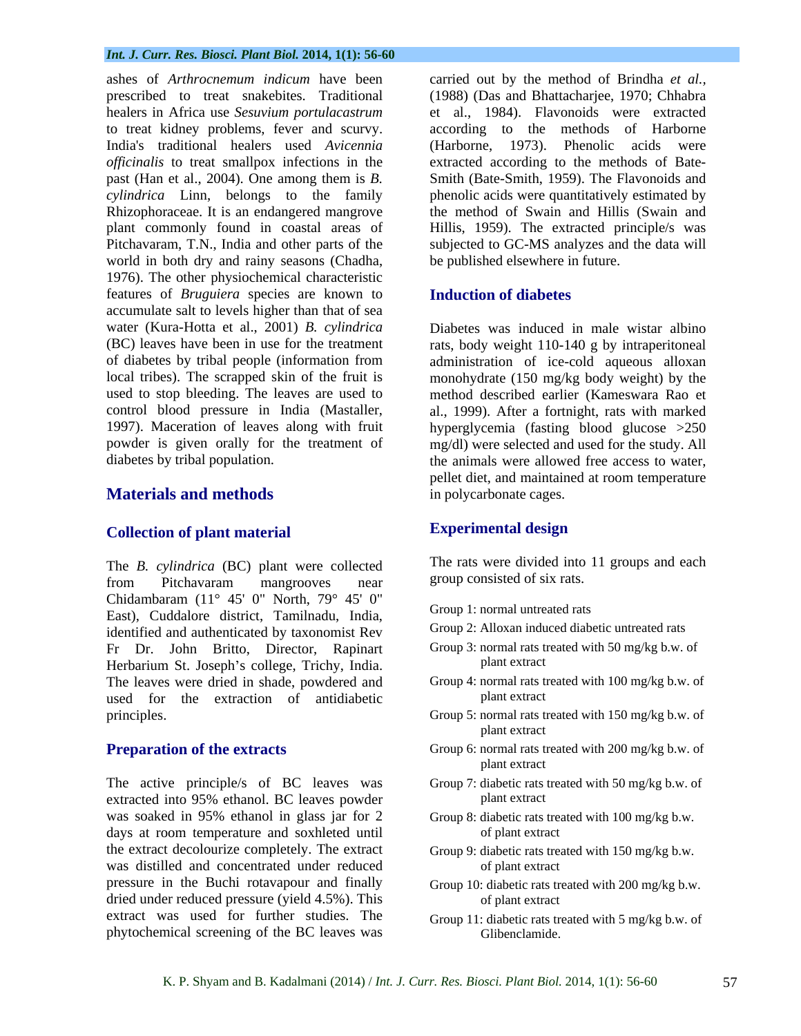ashes of *Arthrocnemum indicum* have been prescribed to treat snakebites. Traditional healers in Africa use *Sesuvium portulacastrum* to treat kidney problems, fever and scurvy. India's traditional healers used *Avicennia officinalis* to treat smallpox infections in the past (Han et al., 2004). One among them is *B. cylindrica* Linn, belongs to the family Rhizophoraceae. It is an endangered mangrove plant commonly found in coastal areas of Pitchavaram, T.N., India and other parts of the world in both dry and rainy seasons (Chadha, 1976). The other physiochemical characteristic features of *Bruguiera* species are known to accumulate salt to levels higher than that of sea water (Kura-Hotta et al., 2001) *B. cylindrica* (BC) leaves have been in use for the treatment of diabetes by tribal people (information from local tribes). The scrapped skin of the fruit is used to stop bleeding. The leaves are used to control blood pressure in India (Mastaller, 1997). Maceration of leaves along with fruit powder is given orally for the treatment of diabetes by tribal population.

## Materials and methods

### Collection of plant material

The *B. cylindrica* (BC) plant were collected from Pitchavaram mangrooves near Chidambaram (11° 45' 0" North, 79° 45' 0" East), Cuddalore district, Tamilnadu, India, identified and authenticated by taxonomist Rev Fr Dr. John Britto, Director, Rapinart Herbarium St. Joseph's college, Trichy, India. The leaves were dried in shade, powdered and used for the extraction of antidiabetic principles.

### Preparation of the extracts

The active principle/s of BC leaves was extracted into 95% ethanol. BC leaves powder was soaked in 95% ethanol in glass jar for 2 days at room temperature and soxhleted until the extract decolourize completely. The extract was distilled and concentrated under reduced pressure in the Buchi rotavapour and finally dried under reduced pressure (yield 4.5%). This extract was used for further studies. The phytochemical screening of the BC leaves was carried out by the method of Brindha *et al.,* (1988) (Das and Bhattacharjee, 1970; Chhabra et al., 1984). Flavonoids were extracted according to the methods of Harborne (Harborne, 1973). Phenolic acids were extracted according to the methods of Bate-Smith (Bate-Smith, 1959). The Flavonoids and phenolic acids were quantitatively estimated by the method of Swain and Hillis (Swain and Hillis, 1959). The extracted principle/s was subjected to GC-MS analyzes and the data will be published elsewhere in future.

### Induction of diabetes

Diabetes was induced in male wistar albino rats, body weight 110-140 g by intraperitoneal administration of ice-cold aqueous alloxan monohydrate (150 mg/kg body weight) by the method described earlier (Kameswara Rao et al., 1999). After a fortnight, rats with marked hyperglycemia (fasting blood glucose >250 mg/dl) were selected and used for the study. All the animals were allowed free access to water, pellet diet, and maintained at room temperature in polycarbonate cages.

### Experimental design

The rats were divided into 11 groups and each group consisted of six rats.

- Group 1: normal untreated rats
- Group 2: Alloxan induced diabetic untreated rats
- Group 3: normal rats treated with 50 mg/kg b.w. of plant extract
- Group 4: normal rats treated with 100 mg/kg b.w. of plant extract
- Group 5: normal rats treated with 150 mg/kg b.w. of plant extract
- Group 6: normal rats treated with 200 mg/kg b.w. of plant extract
- Group 7: diabetic rats treated with 50 mg/kg b.w. of plant extract
- Group 8: diabetic rats treated with 100 mg/kg b.w. of plant extract
- Group 9: diabetic rats treated with 150 mg/kg b.w. of plant extract
- Group 10: diabetic rats treated with 200 mg/kg b.w. of plant extract
- Group 11: diabetic rats treated with 5 mg/kg b.w. of Glibenclamide.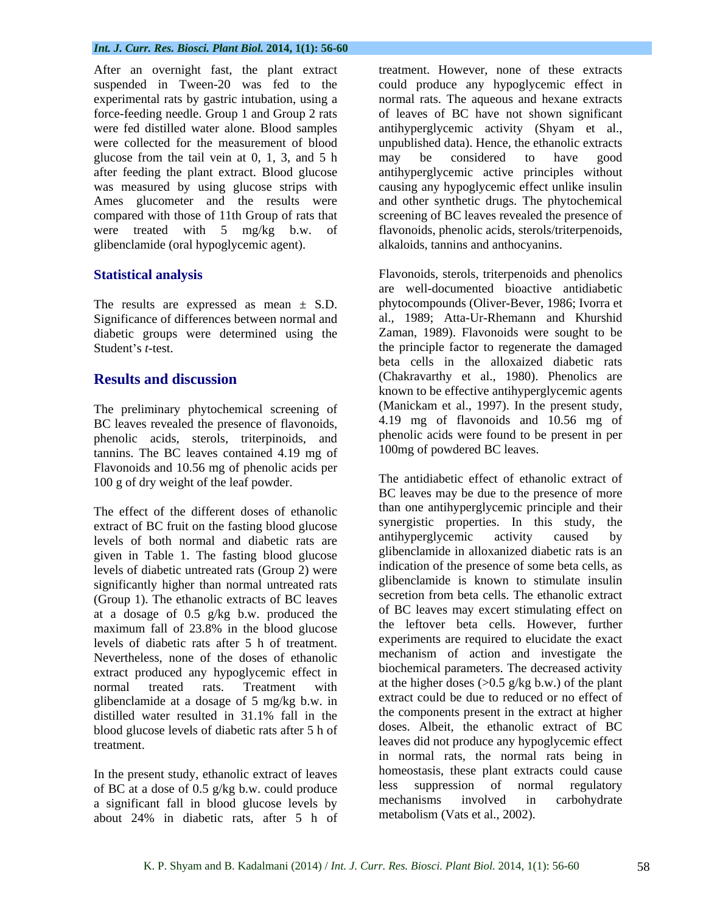After an overnight fast, the plant extract suspended in Tween-20 was fed to the experimental rats by gastric intubation, using a force-feeding needle. Group 1 and Group 2 rats were fed distilled water alone. Blood samples were collected for the measurement of blood glucose from the tail vein at 0, 1, 3, and 5 h after feeding the plant extract. Blood glucose was measured by using glucose strips with Ames glucometer and the results were compared with those of 11th Group of rats that were treated with 5 mg/kg b.w. of glibenclamide (oral hypoglycemic agent).

## Statistical analysis

The results are expressed as mean ± S.D. Significance of differences between normal and diabetic groups were determined using the Student's *t*-test.

## Results and discussion

The preliminary phytochemical screening of BC leaves revealed the presence of flavonoids, phenolic acids, sterols, triterpinoids, and tannins. The BC leaves contained 4.19 mg of Flavonoids and 10.56 mg of phenolic acids per 100 g of dry weight of the leaf powder.

The effect of the different doses of ethanolic extract of BC fruit on the fasting blood glucose levels of both normal and diabetic rats are given in Table 1. The fasting blood glucose levels of diabetic untreated rats (Group 2) were significantly higher than normal untreated rats (Group 1). The ethanolic extracts of BC leaves at a dosage of 0.5 g/kg b.w. produced the maximum fall of 23.8% in the blood glucose levels of diabetic rats after 5 h of treatment. Nevertheless, none of the doses of ethanolic extract produced any hypoglycemic effect in normal treated rats. Treatment with glibenclamide at a dosage of 5 mg/kg b.w. in distilled water resulted in 31.1% fall in the blood glucose levels of diabetic rats after 5 h of treatment.

In the present study, ethanolic extract of leaves of BC at a dose of 0.5 g/kg b.w. could produce a significant fall in blood glucose levels by about 24% in diabetic rats, after 5 h of treatment. However, none of these extracts could produce any hypoglycemic effect in normal rats. The aqueous and hexane extracts of leaves of BC have not shown significant antihyperglycemic activity (Shyam et al., unpublished data). Hence, the ethanolic extracts may be considered to have good antihyperglycemic active principles without causing any hypoglycemic effect unlike insulin and other synthetic drugs. The phytochemical screening of BC leaves revealed the presence of flavonoids, phenolic acids, sterols/triterpenoids, alkaloids, tannins and anthocyanins.

Flavonoids, sterols, triterpenoids and phenolics are well-documented bioactive antidiabetic phytocompounds (Oliver-Bever, 1986; Ivorra et al., 1989; Atta-Ur-Rhemann and Khurshid Zaman, 1989). Flavonoids were sought to be the principle factor to regenerate the damaged beta cells in the alloxaized diabetic rats (Chakravarthy et al., 1980). Phenolics are known to be effective antihyperglycemic agents (Manickam et al., 1997). In the present study, 4.19 mg of flavonoids and 10.56 mg of phenolic acids were found to be present in per 100mg of powdered BC leaves.

The antidiabetic effect of ethanolic extract of BC leaves may be due to the presence of more than one antihyperglycemic principle and their synergistic properties. In this study, the antihyperglycemic activity caused by glibenclamide in alloxanized diabetic rats is an indication of the presence of some beta cells, as glibenclamide is known to stimulate insulin secretion from beta cells. The ethanolic extract of BC leaves may excert stimulating effect on the leftover beta cells. However, further experiments are required to elucidate the exact mechanism of action and investigate the biochemical parameters. The decreased activity at the higher doses (>0.5 g/kg b.w.) of the plant extract could be due to reduced or no effect of the components present in the extract at higher doses. Albeit, the ethanolic extract of BC leaves did not produce any hypoglycemic effect in normal rats, the normal rats being in homeostasis, these plant extracts could cause less suppression of normal regulatory mechanisms involved in carbohydrate metabolism (Vats et al., 2002).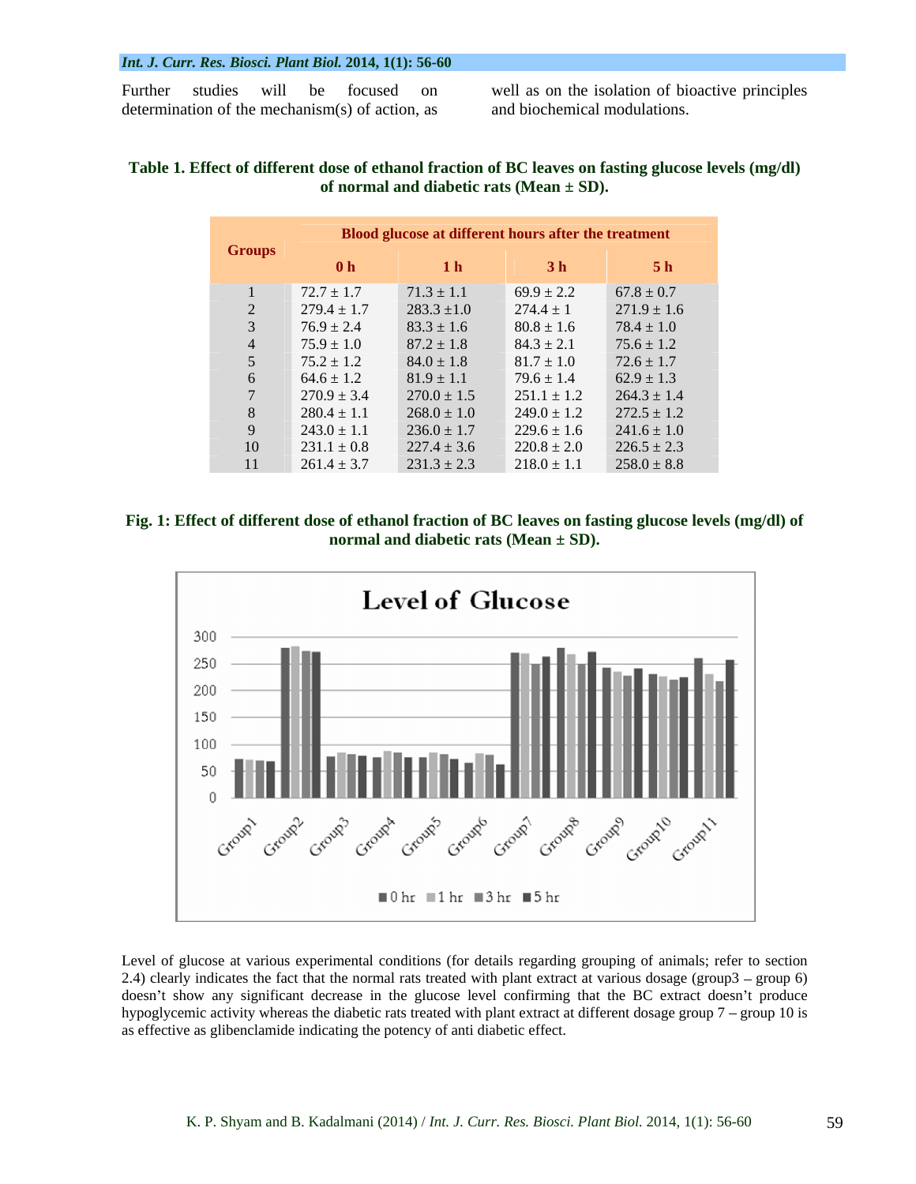Further studies will be focused on determination of the mechanism(s) of action, as well as on the isolation of bioactive principles and biochemical modulations.

**Table 1. Effect of different dose of ethanol fraction of BC leaves on fasting glucose levels (mg/dl) of normal and diabetic rats (Mean ± SD).**

| Groups | Blood glucose at different hours after the treatment | | | |
|---|---|---|---|---|
| | 0 h | 1 h | 3 h | 5 h |
| 1 | 72.7 ± 1.7 | 71.3 ± 1.1 | 69.9 ± 2.2 | 67.8 ± 0.7 |
| 2 | 279.4 ± 1.7 | 283.3 ±1.0 | 274.4 ± 1 | 271.9 ± 1.6 |
| 3 | 76.9 ± 2.4 | 83.3 ± 1.6 | 80.8 ± 1.6 | 78.4 ± 1.0 |
| 4 | 75.9 ± 1.0 | 87.2 ± 1.8 | 84.3 ± 2.1 | 75.6 ± 1.2 |
| 5 | 75.2 ± 1.2 | 84.0 ± 1.8 | 81.7 ± 1.0 | 72.6 ± 1.7 |
| 6 | 64.6 ± 1.2 | 81.9 ± 1.1 | 79.6 ± 1.4 | 62.9 ± 1.3 |
| 7 | 270.9 ± 3.4 | 270.0 ± 1.5 | 251.1 ± 1.2 | 264.3 ± 1.4 |
| 8 | 280.4 ± 1.1 | 268.0 ± 1.0 | 249.0 ± 1.2 | 272.5 ± 1.2 |
| 9 | 243.0 ± 1.1 | 236.0 ± 1.7 | 229.6 ± 1.6 | 241.6 ± 1.0 |
| 10 | 231.1 ± 0.8 | 227.4 ± 3.6 | 220.8 ± 2.0 | 226.5 ± 2.3 |
| 11 | 261.4 ± 3.7 | 231.3 ± 2.3 | 218.0 ± 1.1 | 258.0 ± 8.8 |

**Fig. 1: Effect of different dose of ethanol fraction of BC leaves on fasting glucose levels (mg/dl) of normal and diabetic rats (Mean ± SD).**

Level of glucose at various experimental conditions (for details regarding grouping of animals; refer to section 2.4) clearly indicates the fact that the normal rats treated with plant extract at various dosage (group3 – group 6) doesn't show any significant decrease in the glucose level confirming that the BC extract doesn't produce hypoglycemic activity whereas the diabetic rats treated with plant extract at different dosage group 7 – group 10 is as effective as glibenclamide indicating the potency of anti diabetic effect.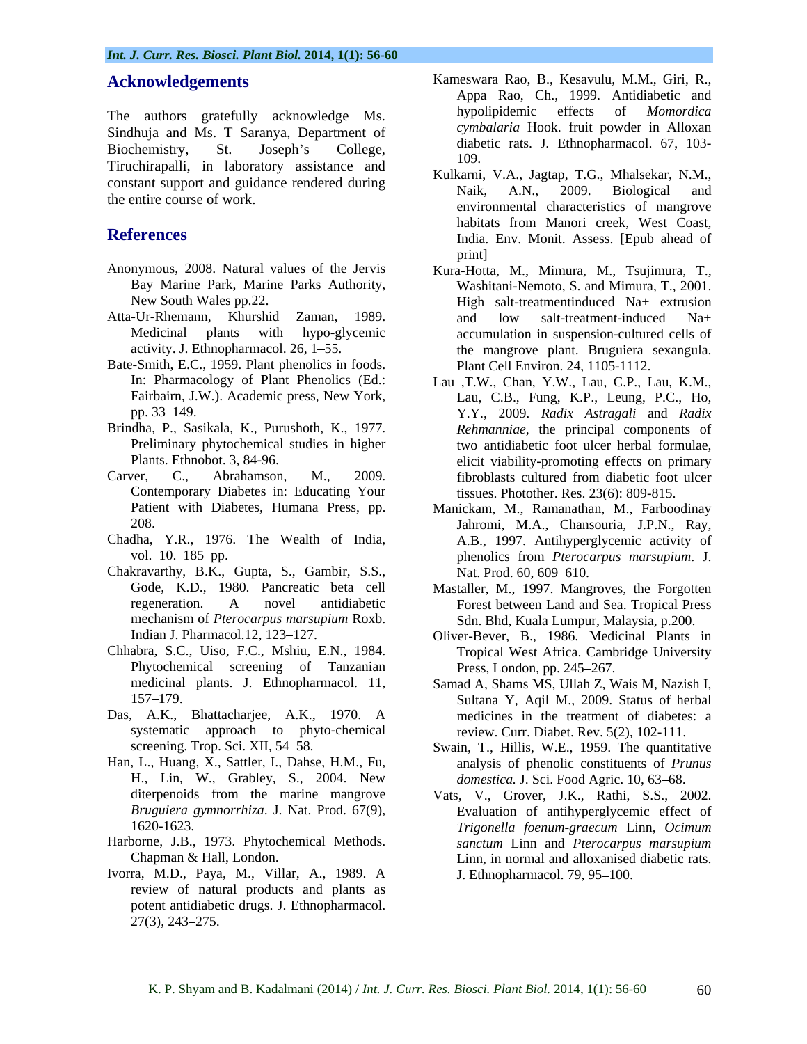## Acknowledgements

The authors gratefully acknowledge Ms. Sindhuja and Ms. T Saranya, Department of Biochemistry, St. Joseph's College, Tiruchirapalli, in laboratory assistance and constant support and guidance rendered during the entire course of work.

## References

Anonymous, 2008. Natural values of the Jervis Bay Marine Park, Marine Parks Authority, New South Wales pp.22.

Atta-Ur-Rhemann, Khurshid Zaman, 1989. Medicinal plants with hypo-glycemic activity. J. Ethnopharmacol. 26, 1–55.

Bate-Smith, E.C., 1959. Plant phenolics in foods. In: Pharmacology of Plant Phenolics (Ed.: Fairbairn, J.W.). Academic press, New York, pp. 33–149.

Brindha, P., Sasikala, K., Purushoth, K., 1977. Preliminary phytochemical studies in higher Plants. Ethnobot. 3, 84-96.

Carver, C., Abrahamson, M., 2009. Contemporary Diabetes in: Educating Your Patient with Diabetes, Humana Press, pp. 208.

Chadha, Y.R., 1976. The Wealth of India, vol. 10. 185 pp.

Chakravarthy, B.K., Gupta, S., Gambir, S.S., Gode, K.D., 1980. Pancreatic beta cell regeneration. A novel antidiabetic mechanism of *Pterocarpus marsupium* Roxb. Indian J. Pharmacol.12, 123–127.

Chhabra, S.C., Uiso, F.C., Mshiu, E.N., 1984. Phytochemical screening of Tanzanian medicinal plants. J. Ethnopharmacol. 11, 157–179.

Das, A.K., Bhattacharjee, A.K., 1970. A systematic approach to phyto-chemical screening. Trop. Sci. XII, 54–58.

Han, L., Huang, X., Sattler, I., Dahse, H.M., Fu, H., Lin, W., Grabley, S., 2004. New diterpenoids from the marine mangrove *Bruguiera gymnorrhiza*. J. Nat. Prod. 67(9), 1620-1623.

Harborne, J.B., 1973. Phytochemical Methods. Chapman & Hall, London.

Ivorra, M.D., Paya, M., Villar, A., 1989. A review of natural products and plants as potent antidiabetic drugs. J. Ethnopharmacol. 27(3), 243–275.

Kameswara Rao, B., Kesavulu, M.M., Giri, R., Appa Rao, Ch., 1999. Antidiabetic and hypolipidemic effects of *Momordica cymbalaria* Hook. fruit powder in Alloxan diabetic rats. J. Ethnopharmacol. 67, 103-109.

Kulkarni, V.A., Jagtap, T.G., Mhalsekar, N.M., Naik, A.N., 2009. Biological and environmental characteristics of mangrove habitats from Manori creek, West Coast, India. Env. Monit. Assess. [Epub ahead of print]

Kura-Hotta, M., Mimura, M., Tsujimura, T., Washitani-Nemoto, S. and Mimura, T., 2001. High salt-treatmentinduced Na+ extrusion and low salt-treatment-induced Na+ accumulation in suspension-cultured cells of the mangrove plant. Bruguiera sexangula. Plant Cell Environ. 24, 1105-1112.

Lau ,T.W., Chan, Y.W., Lau, C.P., Lau, K.M., Lau, C.B., Fung, K.P., Leung, P.C., Ho, Y.Y., 2009. *Radix Astragali* and *Radix Rehmanniae*, the principal components of two antidiabetic foot ulcer herbal formulae, elicit viability-promoting effects on primary fibroblasts cultured from diabetic foot ulcer tissues. Phytother. Res. 23(6): 809-815.

Manickam, M., Ramanathan, M., Farboodinay Jahromi, M.A., Chansouria, J.P.N., Ray, A.B., 1997. Antihyperglycemic activity of phenolics from *Pterocarpus marsupium*. J. Nat. Prod. 60, 609–610.

Mastaller, M., 1997. Mangroves, the Forgotten Forest between Land and Sea. Tropical Press Sdn. Bhd, Kuala Lumpur, Malaysia, p.200.

Oliver-Bever, B., 1986. Medicinal Plants in Tropical West Africa. Cambridge University Press, London, pp. 245–267.

Samad A, Shams MS, Ullah Z, Wais M, Nazish I, Sultana Y, Aqil M., 2009. Status of herbal medicines in the treatment of diabetes: a review. Curr. Diabet. Rev. 5(2), 102-111.

Swain, T., Hillis, W.E., 1959. The quantitative analysis of phenolic constituents of *Prunus domestica.* J. Sci. Food Agric. 10, 63–68.

Vats, V., Grover, J.K., Rathi, S.S., 2002. Evaluation of antihyperglycemic effect of *Trigonella foenum-graecum* Linn, *Ocimum sanctum* Linn and *Pterocarpus marsupium* Linn, in normal and alloxanised diabetic rats. J. Ethnopharmacol. 79, 95–100.